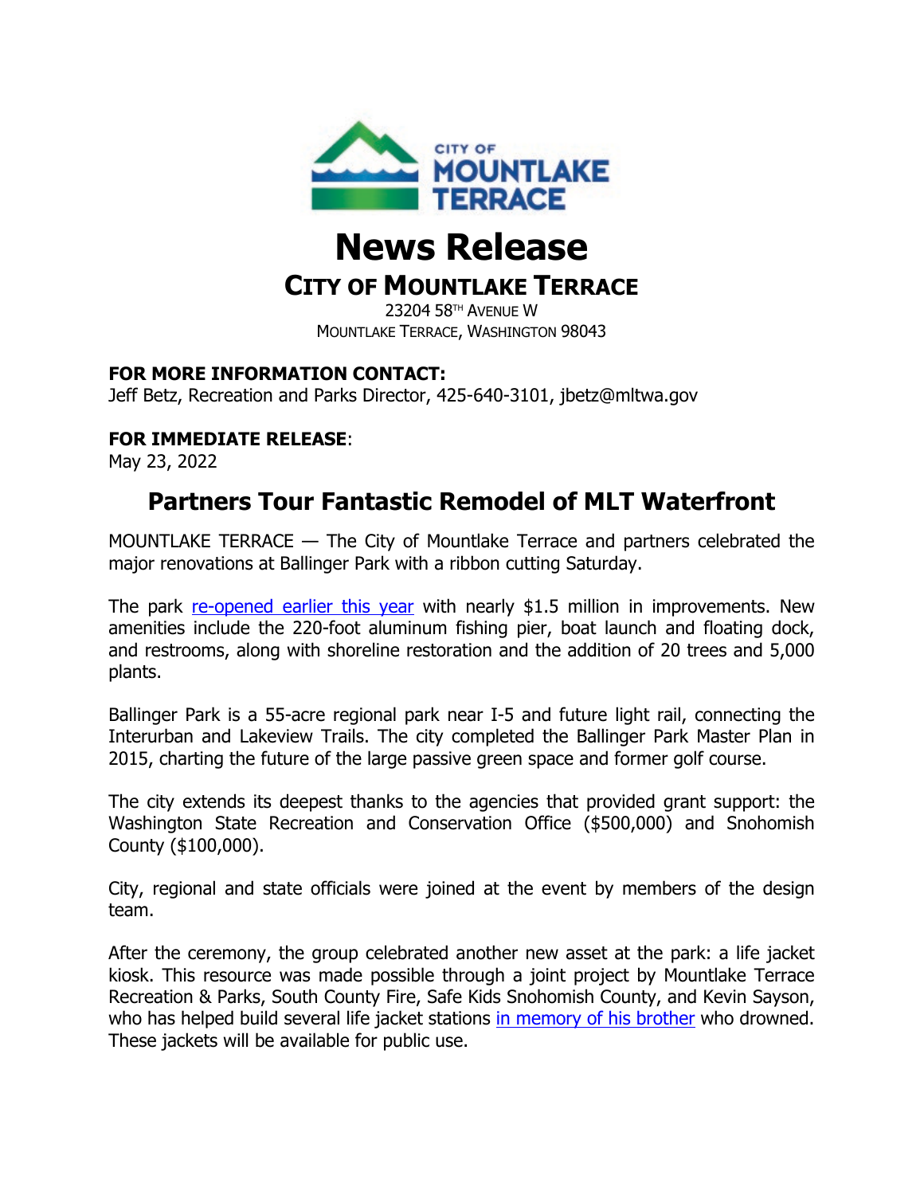CITY OF MOUNTLAKE TERRACE

# News Release

## CITY OF MOUNTLAKE TERRACE

23204 58TH AVENUE W
MOUNTLAKE TERRACE, WASHINGTON 98043

**FOR MORE INFORMATION CONTACT:**
Jeff Betz, Recreation and Parks Director, 425-640-3101, jbetz@mltwa.gov

**FOR IMMEDIATE RELEASE**:
May 23, 2022

## Partners Tour Fantastic Remodel of MLT Waterfront

MOUNTLAKE TERRACE — The City of Mountlake Terrace and partners celebrated the major renovations at Ballinger Park with a ribbon cutting Saturday.

The park re-opened earlier this year with nearly $1.5 million in improvements. New amenities include the 220-foot aluminum fishing pier, boat launch and floating dock, and restrooms, along with shoreline restoration and the addition of 20 trees and 5,000 plants.

Ballinger Park is a 55-acre regional park near I-5 and future light rail, connecting the Interurban and Lakeview Trails. The city completed the Ballinger Park Master Plan in 2015, charting the future of the large passive green space and former golf course.

The city extends its deepest thanks to the agencies that provided grant support: the Washington State Recreation and Conservation Office ($500,000) and Snohomish County ($100,000).

City, regional and state officials were joined at the event by members of the design team.

After the ceremony, the group celebrated another new asset at the park: a life jacket kiosk. This resource was made possible through a joint project by Mountlake Terrace Recreation & Parks, South County Fire, Safe Kids Snohomish County, and Kevin Sayson, who has helped build several life jacket stations in memory of his brother who drowned. These jackets will be available for public use.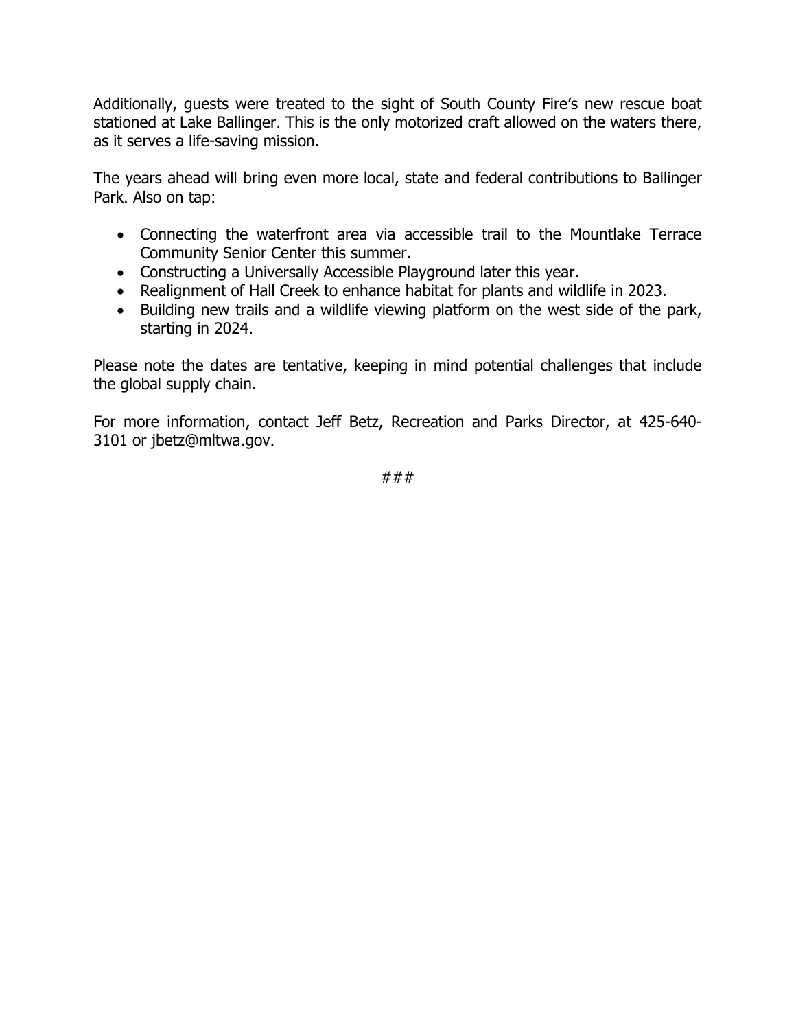Additionally, guests were treated to the sight of South County Fire's new rescue boat stationed at Lake Ballinger. This is the only motorized craft allowed on the waters there, as it serves a life-saving mission.

The years ahead will bring even more local, state and federal contributions to Ballinger Park. Also on tap:

- Connecting the waterfront area via accessible trail to the Mountlake Terrace Community Senior Center this summer.
- Constructing a Universally Accessible Playground later this year.
- Realignment of Hall Creek to enhance habitat for plants and wildlife in 2023.
- Building new trails and a wildlife viewing platform on the west side of the park, starting in 2024.

Please note the dates are tentative, keeping in mind potential challenges that include the global supply chain.

For more information, contact Jeff Betz, Recreation and Parks Director, at 425-640-3101 or jbetz@mltwa.gov.

###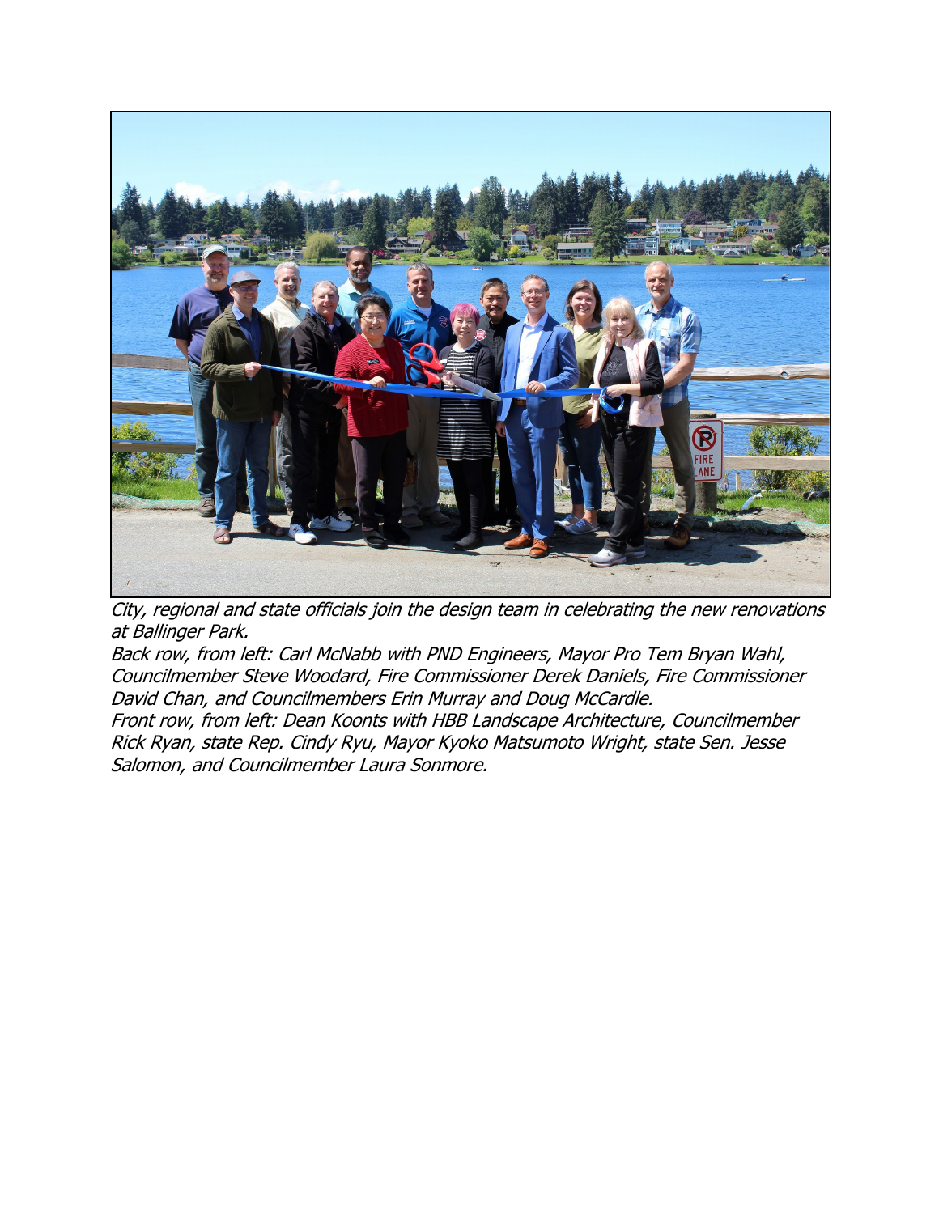*City, regional and state officials join the design team in celebrating the new renovations at Ballinger Park.*

*Back row, from left: Carl McNabb with PND Engineers, Mayor Pro Tem Bryan Wahl, Councilmember Steve Woodard, Fire Commissioner Derek Daniels, Fire Commissioner David Chan, and Councilmembers Erin Murray and Doug McCardle.*

*Front row, from left: Dean Koonts with HBB Landscape Architecture, Councilmember Rick Ryan, state Rep. Cindy Ryu, Mayor Kyoko Matsumoto Wright, state Sen. Jesse Salomon, and Councilmember Laura Sonmore.*